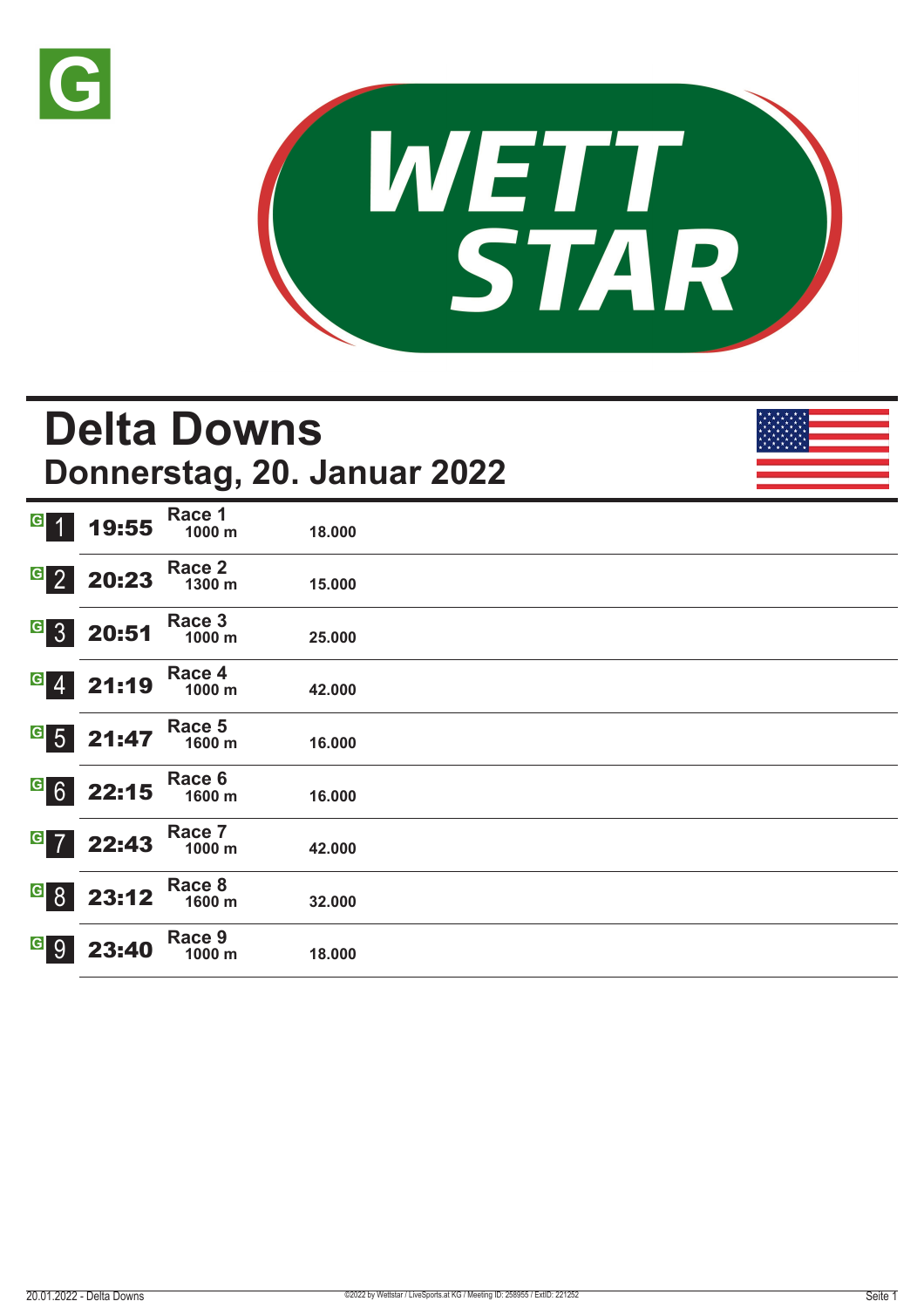# Delta Downs

## Donnerstag, 20. Januar 2022

| | | | |
|---|---|---|---|
| 1 | 19:55 | Race 1<br>1000 m | 18.000 |
| 2 | 20:23 | Race 2<br>1300 m | 15.000 |
| 3 | 20:51 | Race 3<br>1000 m | 25.000 |
| 4 | 21:19 | Race 4<br>1000 m | 42.000 |
| 5 | 21:47 | Race 5<br>1600 m | 16.000 |
| 6 | 22:15 | Race 6<br>1600 m | 16.000 |
| 7 | 22:43 | Race 7<br>1000 m | 42.000 |
| 8 | 23:12 | Race 8<br>1600 m | 32.000 |
| 9 | 23:40 | Race 9<br>1000 m | 18.000 |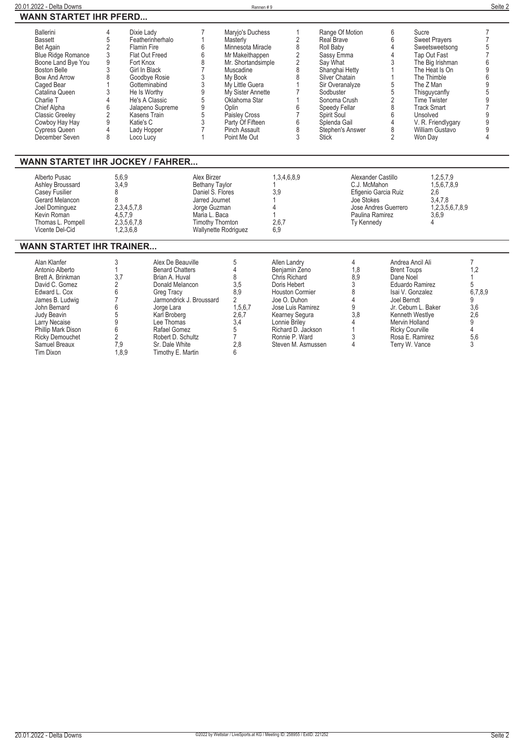## WANN STARTET IHR PFERD...

| Pferd | Rennen | Pferd | Rennen | Pferd | Rennen | Pferd | Rennen | Pferd | Rennen |
|---|---|---|---|---|---|---|---|---|---|
| Ballerini | 4 | Dixie Lady | 7 | Maryjo's Duchess | 1 | Range Of Motion | 6 | Sucre | 7 |
| Bassett | 5 | Featherinherhalo | 1 | Masterly | 2 | Real Brave | 6 | Sweet Prayers | 7 |
| Bet Again | 2 | Flamin Fire | 6 | Minnesota Miracle | 8 | Roll Baby | 4 | Sweetsweetsong | 5 |
| Blue Ridge Romance | 3 | Flat Out Freed | 6 | Mr Makeithappen | 2 | Sassy Emma | 4 | Tap Out Fast | 7 |
| Boone Land Bye You | 9 | Fort Knox | 8 | Mr. Shortandsimple | 2 | Say What | 3 | The Big Irishman | 6 |
| Boston Belle | 3 | Girl In Black | 7 | Muscadine | 8 | Shanghai Hetty | 1 | The Heat Is On | 9 |
| Bow And Arrow | 8 | Goodbye Rosie | 3 | My Book | 8 | Silver Chatain | 1 | The Thimble | 6 |
| Caged Bear | 1 | Gotteminabind | 3 | My Little Guera | 1 | Sir Overanalyze | 5 | The Z Man | 9 |
| Catalina Queen | 3 | He Is Worthy | 9 | My Sister Annette | 7 | Sodbuster | 5 | Thisguycanfly | 5 |
| Charlie T | 4 | He's A Classic | 5 | Oklahoma Star | 1 | Sonoma Crush | 2 | Time Twister | 9 |
| Chief Alpha | 6 | Jalapeno Supreme | 9 | Oplin | 6 | Speedy Fellar | 8 | Track Smart | 7 |
| Classic Greeley | 2 | Kasens Train | 5 | Paisley Cross | 7 | Spirit Soul | 6 | Unsolved | 9 |
| Cowboy Hay Hay | 9 | Katie's C | 3 | Party Of Fifteen | 6 | Splenda Gail | 4 | V. R. Friendlygary | 9 |
| Cypress Queen | 4 | Lady Hopper | 7 | Pinch Assault | 8 | Stephen's Answer | 8 | William Gustavo | 9 |
| December Seven | 8 | Loco Lucy | 1 | Point Me Out | 3 | Stick | 2 | Won Day | 4 |

## WANN STARTET IHR JOCKEY / FAHRER...

| Jockey | Rennen | Jockey | Rennen | Jockey | Rennen |
|---|---|---|---|---|---|
| Alberto Pusac | 5,6,9 | Alex Birzer | 1,3,4,6,8,9 | Alexander Castillo | 1,2,5,7,9 |
| Ashley Broussard | 3,4,9 | Bethany Taylor | 1 | C.J. McMahon | 1,5,6,7,8,9 |
| Casey Fusilier | 8 | Daniel S. Flores | 3,9 | Efigenio Garcia Ruiz | 2,6 |
| Gerard Melancon | 8 | Jarred Journet | 1 | Joe Stokes | 3,4,7,8 |
| Joel Dominguez | 2,3,4,5,7,8 | Jorge Guzman | 4 | Jose Andres Guerrero | 1,2,3,5,6,7,8,9 |
| Kevin Roman | 4,5,7,9 | Maria L. Baca | 1 | Paulina Ramirez | 3,6,9 |
| Thomas L. Pompell | 2,3,5,6,7,8 | Timothy Thornton | 2,6,7 | Ty Kennedy | 4 |
| Vicente Del-Cid | 1,2,3,6,8 | Wallynette Rodriguez | 6,9 | | |

## WANN STARTET IHR TRAINER...

| Trainer | Rennen | Trainer | Rennen | Trainer | Rennen | Trainer | Rennen |
|---|---|---|---|---|---|---|---|
| Alan Klanfer | 3 | Alex De Beauville | 5 | Allen Landry | 4 | Andrea Ancil Ali | 7 |
| Antonio Alberto | 1 | Benard Chatters | 4 | Benjamin Zeno | 1,8 | Brent Toups | 1,2 |
| Brett A. Brinkman | 3,7 | Brian A. Huval | 8 | Chris Richard | 8,9 | Dane Noel | 1 |
| David C. Gomez | 2 | Donald Melancon | 3,5 | Doris Hebert | 3 | Eduardo Ramirez | 5 |
| Edward L. Cox | 6 | Greg Tracy | 8,9 | Houston Cormier | 8 | Isai V. Gonzalez | 6,7,8,9 |
| James B. Ludwig | 7 | Jarmondrick J. Broussard | 2 | Joe O. Duhon | 4 | Joel Berndt | 9 |
| John Bernard | 6 | Jorge Lara | 1,5,6,7 | Jose Luis Ramirez | 9 | Jr. Ceburn L. Baker | 3,6 |
| Judy Beavin | 5 | Karl Broberg | 2,6,7 | Kearney Segura | 3,8 | Kenneth Westlye | 2,6 |
| Larry Necaise | 9 | Lee Thomas | 3,4 | Lonnie Briley | 4 | Mervin Holland | 9 |
| Phillip Mark Dison | 6 | Rafael Gomez | 5 | Richard D. Jackson | 1 | Ricky Courville | 4 |
| Ricky Demouchet | 2 | Robert D. Schultz | 7 | Ronnie P. Ward | 3 | Rosa E. Ramirez | 5,6 |
| Samuel Breaux | 7,9 | Sr. Dale White | 2,8 | Steven M. Asmussen | 4 | Terry W. Vance | 3 |
| Tim Dixon | 1,8,9 | Timothy E. Martin | 6 | | | | |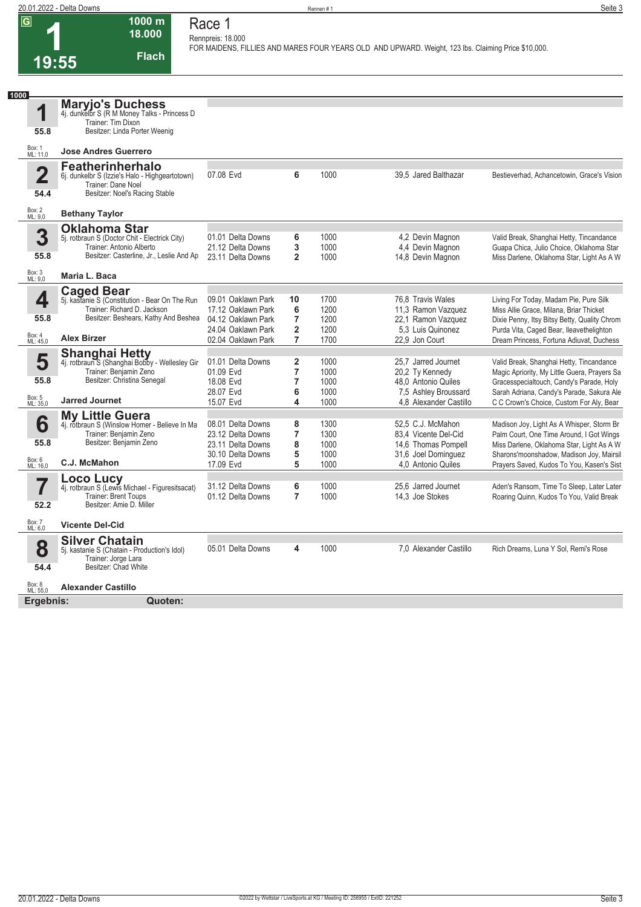# Race 1

**G** **1** 19:55 — 1000 m — 18.000 — Flach

Rennpreis: 18.000

FOR MAIDENS, FILLIES AND MARES FOUR YEARS OLD AND UPWARD. Weight, 123 lbs. Claiming Price $10,000.

**1000**

## 1 Maryjo's Duchess
4j. dunkelbr S (R M Money Talks - Princess D
Trainer: Tim Dixon
Besitzer: Linda Porter Weenig
55.8
Box: 1 ML: 11,0
**Jose Andres Guerrero**

## 2 Featherinherhalo
6j. dunkelbr S (Izzie's Halo - Highgeartotown)
Trainer: Dane Noel
Besitzer: Noel's Racing Stable
54.4
Box: 2 ML: 9,0
**Bethany Taylor**

| Datum | Bahn | Platz | Distanz | Quote | Jockey | Einlauf |
|---|---|---|---|---|---|---|
| 07.08 | Evd | 6 | 1000 | 39,5 | Jared Balthazar | Bestieverhad, Achancetowin, Grace's Vision |

## 3 Oklahoma Star
5j. rotbraun S (Doctor Chit - Electrick City)
Trainer: Antonio Alberto
Besitzer: Casterline, Jr., Leslie And Ap
55.8
Box: 3 ML: 9,0
**Maria L. Baca**

| Datum | Bahn | Platz | Distanz | Quote | Jockey | Einlauf |
|---|---|---|---|---|---|---|
| 01.01 | Delta Downs | 6 | 1000 | 4,2 | Devin Magnon | Valid Break, Shanghai Hetty, Tincandance |
| 21.12 | Delta Downs | 3 | 1000 | 4,4 | Devin Magnon | Guapa Chica, Julio Choice, Oklahoma Star |
| 23.11 | Delta Downs | 2 | 1000 | 14,8 | Devin Magnon | Miss Darlene, Oklahoma Star, Light As A W |

## 4 Caged Bear
5j. kastanie S (Constitution - Bear On The Run
Trainer: Richard D. Jackson
Besitzer: Beshears, Kathy And Beshea
55.8
Box: 4 ML: 45,0
**Alex Birzer**

| Datum | Bahn | Platz | Distanz | Quote | Jockey | Einlauf |
|---|---|---|---|---|---|---|
| 09.01 | Oaklawn Park | 10 | 1700 | 76,8 | Travis Wales | Living For Today, Madam Pie, Pure Silk |
| 17.12 | Oaklawn Park | 6 | 1200 | 11,3 | Ramon Vazquez | Miss Allie Grace, Milana, Briar Thicket |
| 04.12 | Oaklawn Park | 7 | 1200 | 22,1 | Ramon Vazquez | Dixie Penny, Itsy Bitsy Betty, Quality Chrom |
| 24.04 | Oaklawn Park | 2 | 1200 | 5,3 | Luis Quinonez | Purda Vita, Caged Bear, Ileavethelighton |
| 02.04 | Oaklawn Park | 7 | 1700 | 22,9 | Jon Court | Dream Princess, Fortuna Adiuvat, Duchess |

## 5 Shanghai Hetty
4j. rotbraun S (Shanghai Bobby - Wellesley Gir
Trainer: Benjamin Zeno
Besitzer: Christina Senegal
55.8
Box: 5 ML: 35,0
**Jarred Journet**

| Datum | Bahn | Platz | Distanz | Quote | Jockey | Einlauf |
|---|---|---|---|---|---|---|
| 01.01 | Delta Downs | 2 | 1000 | 25,7 | Jarred Journet | Valid Break, Shanghai Hetty, Tincandance |
| 01.09 | Evd | 7 | 1000 | 20,2 | Ty Kennedy | Magic Apriority, My Little Guera, Prayers Sa |
| 18.08 | Evd | 7 | 1000 | 48,0 | Antonio Quiles | Gracesspecialtouch, Candy's Parade, Holy |
| 28.07 | Evd | 6 | 1000 | 7,5 | Ashley Broussard | Sarah Adriana, Candy's Parade, Sakura Ale |
| 15.07 | Evd | 4 | 1000 | 4,8 | Alexander Castillo | C C Crown's Choice, Custom For Aly, Bear |

## 6 My Little Guera
4j. rotbraun S (Winslow Homer - Believe In Ma
Trainer: Benjamin Zeno
Besitzer: Benjamin Zeno
55.8
Box: 6 ML: 16,0
**C.J. McMahon**

| Datum | Bahn | Platz | Distanz | Quote | Jockey | Einlauf |
|---|---|---|---|---|---|---|
| 08.01 | Delta Downs | 8 | 1300 | 52,5 | C.J. McMahon | Madison Joy, Light As A Whisper, Storm Br |
| 23.12 | Delta Downs | 7 | 1300 | 83,4 | Vicente Del-Cid | Palm Court, One Time Around, I Got Wings |
| 23.11 | Delta Downs | 8 | 1000 | 14,6 | Thomas Pompell | Miss Darlene, Oklahoma Star, Light As A W |
| 30.10 | Delta Downs | 5 | 1000 | 31,6 | Joel Dominguez | Sharons'moonshadow, Madison Joy, Mairsil |
| 17.09 | Evd | 5 | 1000 | 4,0 | Antonio Quiles | Prayers Saved, Kudos To You, Kasen's Sist |

## 7 Loco Lucy
4j. rotbraun S (Lewis Michael - Figuresitsacat)
Trainer: Brent Toups
Besitzer: Amie D. Miller
52.2
Box: 7 ML: 6,0
**Vicente Del-Cid**

| Datum | Bahn | Platz | Distanz | Quote | Jockey | Einlauf |
|---|---|---|---|---|---|---|
| 31.12 | Delta Downs | 6 | 1000 | 25,6 | Jarred Journet | Aden's Ransom, Time To Sleep, Later Later |
| 01.12 | Delta Downs | 7 | 1000 | 14,3 | Joe Stokes | Roaring Quinn, Kudos To You, Valid Break |

## 8 Silver Chatain
5j. kastanie S (Chatain - Production's Idol)
Trainer: Jorge Lara
Besitzer: Chad White
54.4
Box: 8 ML: 55,0
**Alexander Castillo**

| Datum | Bahn | Platz | Distanz | Quote | Jockey | Einlauf |
|---|---|---|---|---|---|---|
| 05.01 | Delta Downs | 4 | 1000 | 7,0 | Alexander Castillo | Rich Dreams, Luna Y Sol, Remi's Rose |

**Ergebnis:** **Quoten:**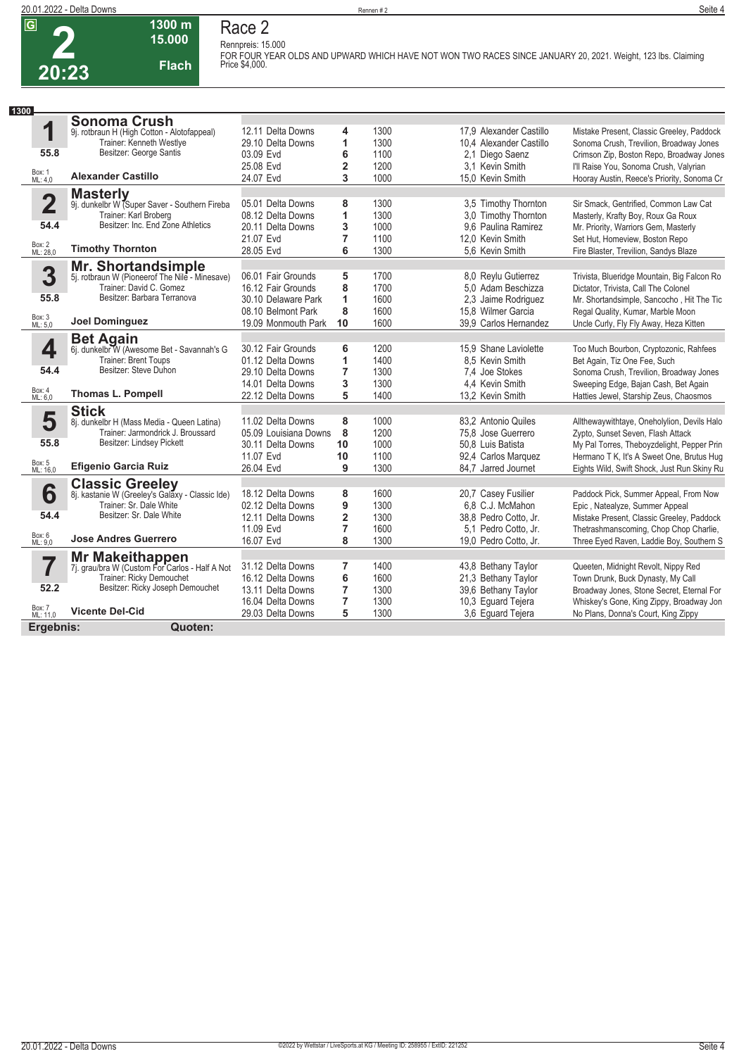**G** **2** **20:23** | **1300 m** **15.000** **Flach**

# Race 2

Rennpreis: 15.000

FOR FOUR YEAR OLDS AND UPWARD WHICH HAVE NOT WON TWO RACES SINCE JANUARY 20, 2021. Weight, 123 lbs. Claiming Price $4,000.

**1300**

## 1 Sonoma Crush

9j. rotbraun H (High Cotton - Alotofappeal)
Trainer: Kenneth Westlye
Besitzer: George Santis
55.8
Box: 1 ML: 4,0
**Alexander Castillo**

| Datum | Bahn | Platz | Distanz | Quote / Jockey | Einlauf |
|---|---|---|---|---|---|
| 12.11 | Delta Downs | 4 | 1300 | 17,9 Alexander Castillo | Mistake Present, Classic Greeley, Paddock |
| 29.10 | Delta Downs | 1 | 1300 | 10,4 Alexander Castillo | Sonoma Crush, Trevilion, Broadway Jones |
| 03.09 | Evd | 6 | 1100 | 2,1 Diego Saenz | Crimson Zip, Boston Repo, Broadway Jones |
| 25.08 | Evd | 2 | 1200 | 3,1 Kevin Smith | I'll Raise You, Sonoma Crush, Valyrian |
| 24.07 | Evd | 3 | 1000 | 15,0 Kevin Smith | Hooray Austin, Reece's Priority, Sonoma Cr |

## 2 Masterly

9j. dunkelbr W (Super Saver - Common Fireba
Trainer: Karl Broberg
Besitzer: Inc. End Zone Athletics
54.4
Box: 2 ML: 28,0
**Timothy Thornton**

| Datum | Bahn | Platz | Distanz | Quote / Jockey | Einlauf |
|---|---|---|---|---|---|
| 05.01 | Delta Downs | 8 | 1300 | 3,5 Timothy Thornton | Sir Smack, Gentrified, Common Law Cat |
| 08.12 | Delta Downs | 1 | 1300 | 3,0 Timothy Thornton | Masterly, Krafty Boy, Roux Ga Roux |
| 20.11 | Delta Downs | 3 | 1000 | 9,6 Paulina Ramirez | Mr. Priority, Warriors Gem, Masterly |
| 21.07 | Evd | 7 | 1100 | 12,0 Kevin Smith | Set Hut, Homeview, Boston Repo |
| 28.05 | Evd | 6 | 1300 | 5,6 Kevin Smith | Fire Blaster, Trevilion, Sandys Blaze |

## 3 Mr. Shortandsimple

5j. rotbraun W (Pioneerof The Nile - Minesave)
Trainer: David C. Gomez
Besitzer: Barbara Terranova
55.8
Box: 3 ML: 5,0
**Joel Dominguez**

| Datum | Bahn | Platz | Distanz | Quote / Jockey | Einlauf |
|---|---|---|---|---|---|
| 06.01 | Fair Grounds | 5 | 1700 | 8,0 Reylu Gutierrez | Trivista, Blueridge Mountain, Big Falcon Ro |
| 16.12 | Fair Grounds | 8 | 1700 | 5,0 Adam Beschizza | Dictator, Trivista, Call The Colonel |
| 30.10 | Delaware Park | 1 | 1600 | 2,3 Jaime Rodriguez | Mr. Shortandsimple, Sancocho , Hit The Tic |
| 08.10 | Belmont Park | 8 | 1600 | 15,8 Wilmer Garcia | Regal Quality, Kumar, Marble Moon |
| 19.09 | Monmouth Park | 10 | 1600 | 39,9 Carlos Hernandez | Uncle Curly, Fly Fly Away, Heza Kitten |

## 4 Bet Again

6j. dunkelbr W (Awesome Bet - Savannah's G
Trainer: Brent Toups
Besitzer: Steve Duhon
54.4
Box: 4 ML: 6,0
**Thomas L. Pompell**

| Datum | Bahn | Platz | Distanz | Quote / Jockey | Einlauf |
|---|---|---|---|---|---|
| 30.12 | Fair Grounds | 6 | 1200 | 15,9 Shane Laviolette | Too Much Bourbon, Cryptozonic, Rahfees |
| 01.12 | Delta Downs | 1 | 1400 | 8,5 Kevin Smith | Bet Again, Tiz One Fee, Such |
| 29.10 | Delta Downs | 7 | 1300 | 7,4 Joe Stokes | Sonoma Crush, Trevilion, Broadway Jones |
| 14.01 | Delta Downs | 3 | 1300 | 4,4 Kevin Smith | Sweeping Edge, Bajan Cash, Bet Again |
| 22.12 | Delta Downs | 5 | 1400 | 13,2 Kevin Smith | Hatties Jewel, Starship Zeus, Chaosmos |

## 5 Stick

8j. dunkelbr H (Mass Media - Queen Latina)
Trainer: Jarmondrick J. Broussard
Besitzer: Lindsey Pickett
55.8
Box: 5 ML: 16,0
**Efigenio Garcia Ruiz**

| Datum | Bahn | Platz | Distanz | Quote / Jockey | Einlauf |
|---|---|---|---|---|---|
| 11.02 | Delta Downs | 8 | 1000 | 83,2 Antonio Quiles | Allthewaywithtaye, Oneholylion, Devils Halo |
| 05.09 | Louisiana Downs | 8 | 1200 | 75,8 Jose Guerrero | Zypto, Sunset Seven, Flash Attack |
| 30.11 | Delta Downs | 10 | 1000 | 50,8 Luis Batista | My Pal Torres, Theboyzdelight, Pepper Prin |
| 11.07 | Evd | 10 | 1100 | 92,4 Carlos Marquez | Hermano T K, It's A Sweet One, Brutus Hug |
| 26.04 | Evd | 9 | 1300 | 84,7 Jarred Journet | Eights Wild, Swift Shock, Just Run Skiny Ru |

## 6 Classic Greeley

8j. kastanie W (Greeley's Galaxy - Classic Ide)
Trainer: Sr. Dale White
Besitzer: Sr. Dale White
54.4
Box: 6 ML: 9,0
**Jose Andres Guerrero**

| Datum | Bahn | Platz | Distanz | Quote / Jockey | Einlauf |
|---|---|---|---|---|---|
| 18.12 | Delta Downs | 8 | 1600 | 20,7 Casey Fusilier | Paddock Pick, Summer Appeal, From Now |
| 02.12 | Delta Downs | 9 | 1300 | 6,8 C.J. McMahon | Epic , Natealyze, Summer Appeal |
| 12.11 | Delta Downs | 2 | 1300 | 38,8 Pedro Cotto, Jr. | Mistake Present, Classic Greeley, Paddock |
| 11.09 | Evd | 7 | 1600 | 5,1 Pedro Cotto, Jr. | Thetrashmanscoming, Chop Chop Charlie, |
| 16.07 | Evd | 8 | 1300 | 19,0 Pedro Cotto, Jr. | Three Eyed Raven, Laddie Boy, Southern S |

## 7 Mr Makeithappen

7j. grau/bra W (Custom For Carlos - Half A Not
Trainer: Ricky Demouchet
Besitzer: Ricky Joseph Demouchet
52.2
Box: 7 ML: 11,0
**Vicente Del-Cid**

| Datum | Bahn | Platz | Distanz | Quote / Jockey | Einlauf |
|---|---|---|---|---|---|
| 31.12 | Delta Downs | 7 | 1400 | 43,8 Bethany Taylor | Queeten, Midnight Revolt, Nippy Red |
| 16.12 | Delta Downs | 6 | 1600 | 21,3 Bethany Taylor | Town Drunk, Buck Dynasty, My Call |
| 13.11 | Delta Downs | 7 | 1300 | 39,6 Bethany Taylor | Broadway Jones, Stone Secret, Eternal For |
| 16.04 | Delta Downs | 7 | 1300 | 10,3 Eguard Tejera | Whiskey's Gone, King Zippy, Broadway Jon |
| 29.03 | Delta Downs | 5 | 1300 | 3,6 Eguard Tejera | No Plans, Donna's Court, King Zippy |

**Ergebnis:** **Quoten:**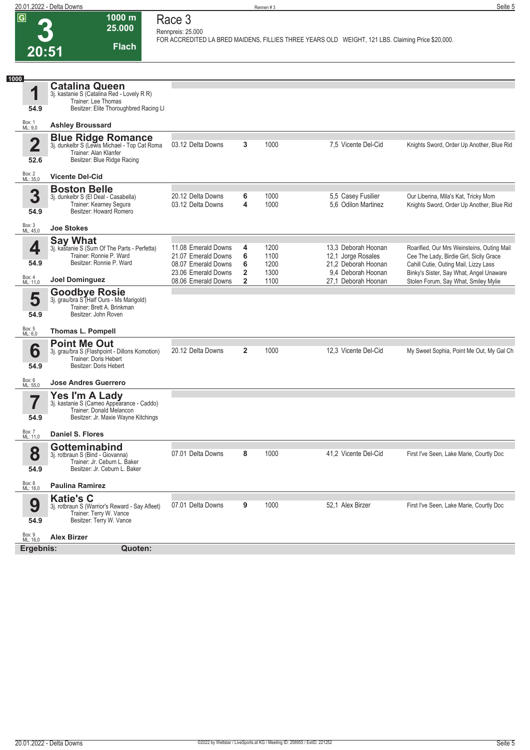# Race 3

**3** — 20:51 — G — 1000 m — 25.000 — Flach

Rennpreis: 25.000

FOR ACCREDITED LA BRED MAIDENS, FILLIES THREE YEARS OLD WEIGHT, 121 LBS. Claiming Price $20,000.

**1000**

## 1 Catalina Queen
3j. kastanie S (Catalina Red - Lovely R R)
Trainer: Lee Thomas
Besitzer: Elite Thoroughbred Racing Ll
54.9
Box: 1 ML: 9,0
**Ashley Broussard**

## 2 Blue Ridge Romance
3j. dunkelbr S (Lewis Michael - Top Cat Roma
Trainer: Alan Klanfer
Besitzer: Blue Ridge Racing
52.6
Box: 2 ML: 35,0
**Vicente Del-Cid**

| Datum | Bahn | Platz | Distanz | Quote | Jockey | Erste Drei |
|---|---|---|---|---|---|---|
| 03.12 | Delta Downs | 3 | 1000 | 7,5 | Vicente Del-Cid | Knights Sword, Order Up Another, Blue Rid |

## 3 Boston Belle
3j. dunkelbr S (El Deal - Casabella)
Trainer: Kearney Segura
Besitzer: Howard Romero
54.9
Box: 3 ML: 45,0
**Joe Stokes**

| Datum | Bahn | Platz | Distanz | Quote | Jockey | Erste Drei |
|---|---|---|---|---|---|---|
| 20.12 | Delta Downs | 6 | 1000 | 5,5 | Casey Fusilier | Our Liberina, Mila's Kat, Tricky Mom |
| 03.12 | Delta Downs | 4 | 1000 | 5,6 | Odilon Martinez | Knights Sword, Order Up Another, Blue Rid |

## 4 Say What
3j. kastanie S (Sum Of The Parts - Perfetta)
Trainer: Ronnie P. Ward
Besitzer: Ronnie P. Ward
54.9
Box: 4 ML: 11,0
**Joel Dominguez**

| Datum | Bahn | Platz | Distanz | Quote | Jockey | Erste Drei |
|---|---|---|---|---|---|---|
| 11.08 | Emerald Downs | 4 | 1200 | 13,3 | Deborah Hoonan | Roarified, Our Mrs Weinsteins, Outing Mail |
| 21.07 | Emerald Downs | 6 | 1100 | 12,1 | Jorge Rosales | Cee The Lady, Birdie Girl, Sicily Grace |
| 08.07 | Emerald Downs | 6 | 1200 | 21,2 | Deborah Hoonan | Cahill Cutie, Outing Mail, Lizzy Lass |
| 23.06 | Emerald Downs | 2 | 1300 | 9,4 | Deborah Hoonan | Binky's Sister, Say What, Angel Unaware |
| 08.06 | Emerald Downs | 2 | 1100 | 27,1 | Deborah Hoonan | Stolen Forum, Say What, Smiley Mylie |

## 5 Goodbye Rosie
3j. grau/bra S (Half Ours - Ms Marigold)
Trainer: Brett A. Brinkman
Besitzer: John Roven
54.9
Box: 5 ML: 6,0
**Thomas L. Pompell**

## 6 Point Me Out
3j. grau/bra S (Flashpoint - Dillons Komotion)
Trainer: Doris Hebert
Besitzer: Doris Hebert
54.9
Box: 6 ML: 55,0
**Jose Andres Guerrero**

| Datum | Bahn | Platz | Distanz | Quote | Jockey | Erste Drei |
|---|---|---|---|---|---|---|
| 20.12 | Delta Downs | 2 | 1000 | 12,3 | Vicente Del-Cid | My Sweet Sophia, Point Me Out, My Gal Ch |

## 7 Yes I'm A Lady
3j. kastanie S (Cameo Appearance - Caddo)
Trainer: Donald Melancon
Besitzer: Jr. Maxie Wayne Kitchings
54.9
Box: 7 ML: 11,0
**Daniel S. Flores**

## 8 Gotteminabind
3j. rotbraun S (Bind - Giovanna)
Trainer: Jr. Ceburn L. Baker
Besitzer: Jr. Ceburn L. Baker
54.9
Box: 8 ML: 16,0
**Paulina Ramirez**

| Datum | Bahn | Platz | Distanz | Quote | Jockey | Erste Drei |
|---|---|---|---|---|---|---|
| 07.01 | Delta Downs | 8 | 1000 | 41,2 | Vicente Del-Cid | First I've Seen, Lake Marie, Courtly Doc |

## 9 Katie's C
3j. rotbraun S (Warrior's Reward - Say Afleet)
Trainer: Terry W. Vance
Besitzer: Terry W. Vance
54.9
Box: 9 ML: 16,0
**Alex Birzer**

| Datum | Bahn | Platz | Distanz | Quote | Jockey | Erste Drei |
|---|---|---|---|---|---|---|
| 07.01 | Delta Downs | 9 | 1000 | 52,1 | Alex Birzer | First I've Seen, Lake Marie, Courtly Doc |

**Ergebnis:** **Quoten:**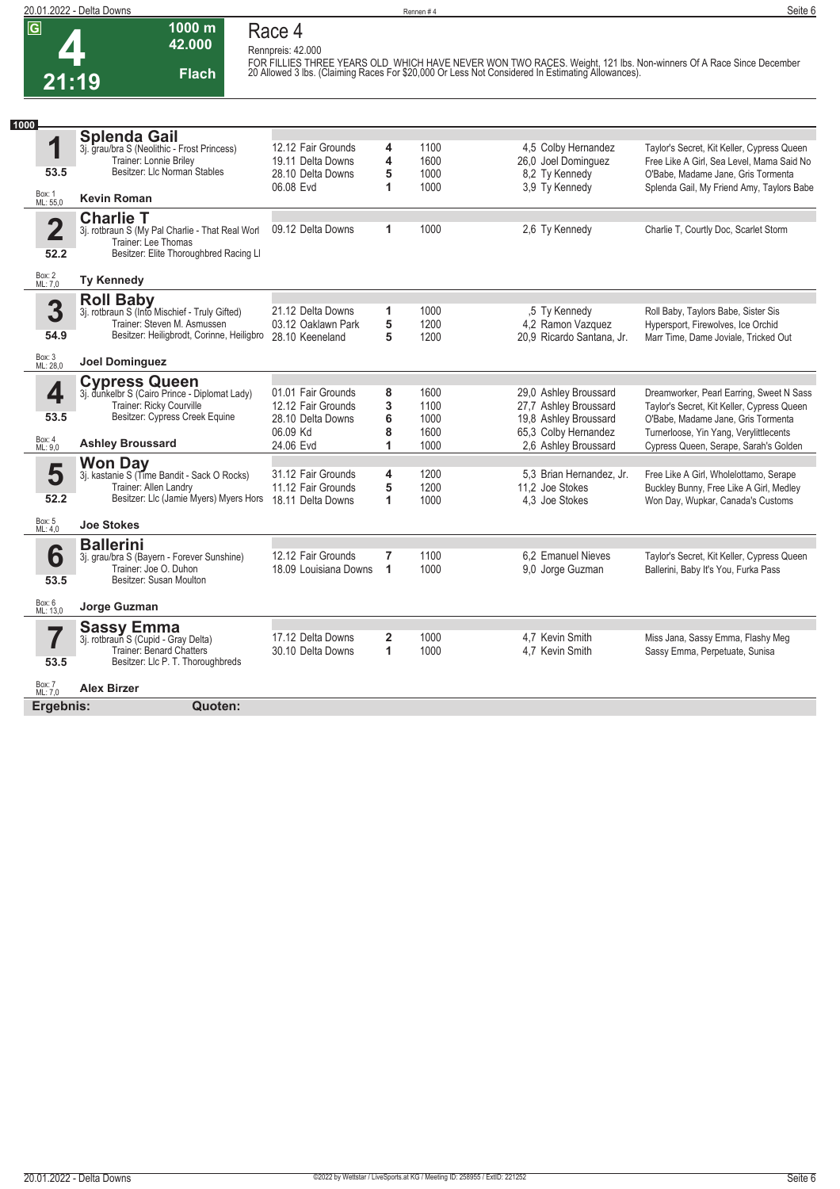# Race 4

**G** **4** **21:19** — 1000 m — 42.000 — Flach

Rennpreis: 42.000

FOR FILLIES THREE YEARS OLD WHICH HAVE NEVER WON TWO RACES. Weight, 121 lbs. Non-winners Of A Race Since December 20 Allowed 3 lbs. (Claiming Races For $20,000 Or Less Not Considered In Estimating Allowances).

**1000**

## 1 Splenda Gail
3j. grau/bra S (Neolithic - Frost Princess)
Trainer: Lonnie Briley
Besitzer: Llc Norman Stables
53.5
Box: 1 ML: 55,0
**Kevin Roman**

| Datum | Bahn | Platz | Distanz | Quote / Jockey | Einlauf |
|---|---|---|---|---|---|
| 12.12 | Fair Grounds | 4 | 1100 | 4,5 Colby Hernandez | Taylor's Secret, Kit Keller, Cypress Queen |
| 19.11 | Delta Downs | 4 | 1600 | 26,0 Joel Dominguez | Free Like A Girl, Sea Level, Mama Said No |
| 28.10 | Delta Downs | 5 | 1000 | 8,2 Ty Kennedy | O'Babe, Madame Jane, Gris Tormenta |
| 06.08 | Evd | 1 | 1000 | 3,9 Ty Kennedy | Splenda Gail, My Friend Amy, Taylors Babe |

## 2 Charlie T
3j. rotbraun S (My Pal Charlie - That Real Worl
Trainer: Lee Thomas
Besitzer: Elite Thoroughbred Racing Ll
52.2
Box: 2 ML: 7,0
**Ty Kennedy**

| Datum | Bahn | Platz | Distanz | Quote / Jockey | Einlauf |
|---|---|---|---|---|---|
| 09.12 | Delta Downs | 1 | 1000 | 2,6 Ty Kennedy | Charlie T, Courtly Doc, Scarlet Storm |

## 3 Roll Baby
3j. rotbraun S (Into Mischief - Truly Gifted)
Trainer: Steven M. Asmussen
Besitzer: Heiligbrodt, Corinne, Heiligbro
54.9
Box: 3 ML: 28,0
**Joel Dominguez**

| Datum | Bahn | Platz | Distanz | Quote / Jockey | Einlauf |
|---|---|---|---|---|---|
| 21.12 | Delta Downs | 1 | 1000 | ,5 Ty Kennedy | Roll Baby, Taylors Babe, Sister Sis |
| 03.12 | Oaklawn Park | 5 | 1200 | 4,2 Ramon Vazquez | Hypersport, Firewolves, Ice Orchid |
| 28.10 | Keeneland | 5 | 1200 | 20,9 Ricardo Santana, Jr. | Marr Time, Dame Joviale, Tricked Out |

## 4 Cypress Queen
3j. dunkelbr S (Cairo Prince - Diplomat Lady)
Trainer: Ricky Courville
Besitzer: Cypress Creek Equine
53.5
Box: 4 ML: 9,0
**Ashley Broussard**

| Datum | Bahn | Platz | Distanz | Quote / Jockey | Einlauf |
|---|---|---|---|---|---|
| 01.01 | Fair Grounds | 8 | 1600 | 29,0 Ashley Broussard | Dreamworker, Pearl Earring, Sweet N Sass |
| 12.12 | Fair Grounds | 3 | 1100 | 27,7 Ashley Broussard | Taylor's Secret, Kit Keller, Cypress Queen |
| 28.10 | Delta Downs | 6 | 1000 | 19,8 Ashley Broussard | O'Babe, Madame Jane, Gris Tormenta |
| 06.09 | Kd | 8 | 1600 | 65,3 Colby Hernandez | Turnerloose, Yin Yang, Verylittlecents |
| 24.06 | Evd | 1 | 1000 | 2,6 Ashley Broussard | Cypress Queen, Serape, Sarah's Golden |

## 5 Won Day
3j. kastanie S (Time Bandit - Sack O Rocks)
Trainer: Allen Landry
Besitzer: Llc (Jamie Myers) Myers Hors
52.2
Box: 5 ML: 4,0
**Joe Stokes**

| Datum | Bahn | Platz | Distanz | Quote / Jockey | Einlauf |
|---|---|---|---|---|---|
| 31.12 | Fair Grounds | 4 | 1200 | 5,3 Brian Hernandez, Jr. | Free Like A Girl, Wholelottamo, Serape |
| 11.12 | Fair Grounds | 5 | 1200 | 11,2 Joe Stokes | Buckley Bunny, Free Like A Girl, Medley |
| 18.11 | Delta Downs | 1 | 1000 | 4,3 Joe Stokes | Won Day, Wupkar, Canada's Customs |

## 6 Ballerini
3j. grau/bra S (Bayern - Forever Sunshine)
Trainer: Joe O. Duhon
Besitzer: Susan Moulton
53.5
Box: 6 ML: 13,0
**Jorge Guzman**

| Datum | Bahn | Platz | Distanz | Quote / Jockey | Einlauf |
|---|---|---|---|---|---|
| 12.12 | Fair Grounds | 7 | 1100 | 6,2 Emanuel Nieves | Taylor's Secret, Kit Keller, Cypress Queen |
| 18.09 | Louisiana Downs | 1 | 1000 | 9,0 Jorge Guzman | Ballerini, Baby It's You, Furka Pass |

## 7 Sassy Emma
3j. rotbraun S (Cupid - Gray Delta)
Trainer: Benard Chatters
Besitzer: Llc P. T. Thoroughbreds
53.5
Box: 7 ML: 7,0
**Alex Birzer**

| Datum | Bahn | Platz | Distanz | Quote / Jockey | Einlauf |
|---|---|---|---|---|---|
| 17.12 | Delta Downs | 2 | 1000 | 4,7 Kevin Smith | Miss Jana, Sassy Emma, Flashy Meg |
| 30.10 | Delta Downs | 1 | 1000 | 4,7 Kevin Smith | Sassy Emma, Perpetuate, Sunisa |

**Ergebnis:** **Quoten:**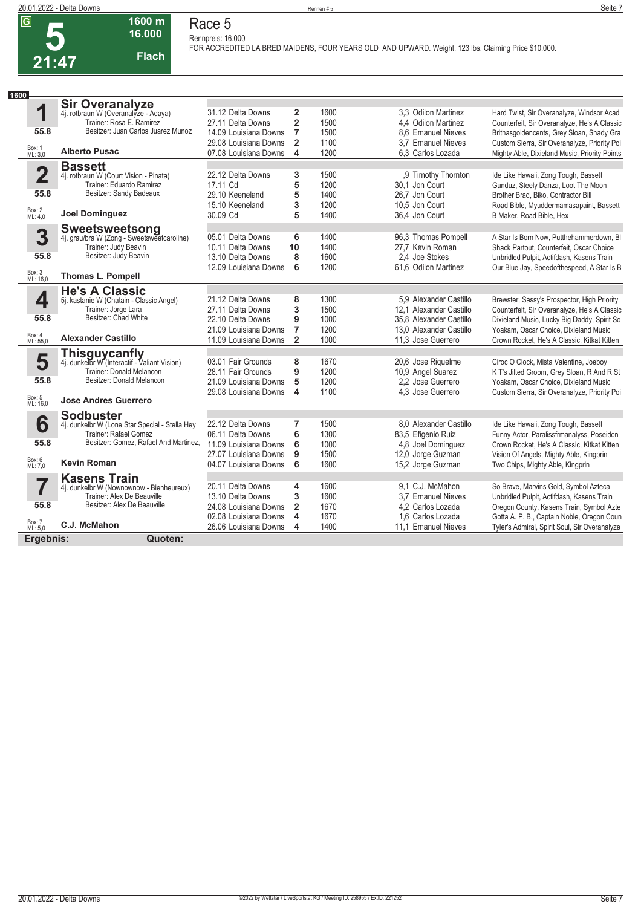# Race 5

**5** — 21:47 — 1600 m — 16.000 — Flach — G

Rennpreis: 16.000

FOR ACCREDITED LA BRED MAIDENS, FOUR YEARS OLD AND UPWARD. Weight, 123 lbs. Claiming Price $10,000.

**1600**

## 1 Sir Overanalyze
4j. rotbraun W (Overanalyze - Adaya)
Trainer: Rosa E. Ramirez
Besitzer: Juan Carlos Juarez Munoz
55.8
Box: 1 ML: 3,0
**Alberto Pusac**

| Datum | Bahn | Platz | Distanz | Quote | Jockey | Einlauf |
|---|---|---|---|---|---|---|
| 31.12 | Delta Downs | 2 | 1600 | 3,3 | Odilon Martinez | Hard Twist, Sir Overanalyze, Windsor Acad |
| 27.11 | Delta Downs | 2 | 1500 | 4,4 | Odilon Martinez | Counterfeit, Sir Overanalyze, He's A Classic |
| 14.09 | Louisiana Downs | 7 | 1500 | 8,6 | Emanuel Nieves | Brithasgoldencents, Grey Sloan, Shady Gra |
| 29.08 | Louisiana Downs | 2 | 1100 | 3,7 | Emanuel Nieves | Custom Sierra, Sir Overanalyze, Priority Poi |
| 07.08 | Louisiana Downs | 4 | 1200 | 6,3 | Carlos Lozada | Mighty Able, Dixieland Music, Priority Points |

## 2 Bassett
4j. rotbraun W (Court Vision - Pinata)
Trainer: Eduardo Ramirez
Besitzer: Sandy Badeaux
55.8
Box: 2 ML: 4,0
**Joel Dominguez**

| Datum | Bahn | Platz | Distanz | Quote | Jockey | Einlauf |
|---|---|---|---|---|---|---|
| 22.12 | Delta Downs | 3 | 1500 | ,9 | Timothy Thornton | Ide Like Hawaii, Zong Tough, Bassett |
| 17.11 | Cd | 5 | 1200 | 30,1 | Jon Court | Gunduz, Steely Danza, Loot The Moon |
| 29.10 | Keeneland | 5 | 1400 | 26,7 | Jon Court | Brother Brad, Biko, Contractor Bill |
| 15.10 | Keeneland | 3 | 1200 | 10,5 | Jon Court | Road Bible, Myuddermamasapaint, Bassett |
| 30.09 | Cd | 5 | 1400 | 36,4 | Jon Court | B Maker, Road Bible, Hex |

## 3 Sweetsweetsong
4j. grau/bra W (Zong - Sweetsweetcaroline)
Trainer: Judy Beavin
Besitzer: Judy Beavin
55.8
Box: 3 ML: 16,0
**Thomas L. Pompell**

| Datum | Bahn | Platz | Distanz | Quote | Jockey | Einlauf |
|---|---|---|---|---|---|---|
| 05.01 | Delta Downs | 6 | 1400 | 96,3 | Thomas Pompell | A Star Is Born Now, Putthehammerdown, Bl |
| 10.11 | Delta Downs | 10 | 1400 | 27,7 | Kevin Roman | Shack Partout, Counterfeit, Oscar Choice |
| 13.10 | Delta Downs | 8 | 1600 | 2,4 | Joe Stokes | Unbridled Pulpit, Actifdash, Kasens Train |
| 12.09 | Louisiana Downs | 6 | 1200 | 61,6 | Odilon Martinez | Our Blue Jay, Speedofthespeed, A Star Is B |

## 4 He's A Classic
5j. kastanie W (Chatain - Classic Angel)
Trainer: Jorge Lara
Besitzer: Chad White
55.8
Box: 4 ML: 55,0
**Alexander Castillo**

| Datum | Bahn | Platz | Distanz | Quote | Jockey | Einlauf |
|---|---|---|---|---|---|---|
| 21.12 | Delta Downs | 8 | 1300 | 5,9 | Alexander Castillo | Brewster, Sassy's Prospector, High Priority |
| 27.11 | Delta Downs | 3 | 1500 | 12,1 | Alexander Castillo | Counterfeit, Sir Overanalyze, He's A Classic |
| 22.10 | Delta Downs | 9 | 1000 | 35,8 | Alexander Castillo | Dixieland Music, Lucky Big Daddy, Spirit So |
| 21.09 | Louisiana Downs | 7 | 1200 | 13,0 | Alexander Castillo | Yoakam, Oscar Choice, Dixieland Music |
| 11.09 | Louisiana Downs | 2 | 1000 | 11,3 | Jose Guerrero | Crown Rocket, He's A Classic, Kitkat Kitten |

## 5 Thisguycanfly
4j. dunkelbr W (Interactif - Valiant Vision)
Trainer: Donald Melancon
Besitzer: Donald Melancon
55.8
Box: 5 ML: 16,0
**Jose Andres Guerrero**

| Datum | Bahn | Platz | Distanz | Quote | Jockey | Einlauf |
|---|---|---|---|---|---|---|
| 03.01 | Fair Grounds | 8 | 1670 | 20,6 | Jose Riquelme | Ciroc O Clock, Mista Valentine, Joeboy |
| 28.11 | Fair Grounds | 9 | 1200 | 10,9 | Angel Suarez | K T's Jilted Groom, Grey Sloan, R And R St |
| 21.09 | Louisiana Downs | 5 | 1200 | 2,2 | Jose Guerrero | Yoakam, Oscar Choice, Dixieland Music |
| 29.08 | Louisiana Downs | 4 | 1100 | 4,3 | Jose Guerrero | Custom Sierra, Sir Overanalyze, Priority Poi |

## 6 Sodbuster
4j. dunkelbr W (Lone Star Special - Stella Hey
Trainer: Rafael Gomez
Besitzer: Gomez, Rafael And Martinez,
55.8
Box: 6 ML: 7,0
**Kevin Roman**

| Datum | Bahn | Platz | Distanz | Quote | Jockey | Einlauf |
|---|---|---|---|---|---|---|
| 22.12 | Delta Downs | 7 | 1500 | 8,0 | Alexander Castillo | Ide Like Hawaii, Zong Tough, Bassett |
| 06.11 | Delta Downs | 6 | 1300 | 83,5 | Efigenio Ruiz | Funny Actor, Paralissfrmanalyss, Poseidon |
| 11.09 | Louisiana Downs | 6 | 1000 | 4,8 | Joel Dominguez | Crown Rocket, He's A Classic, Kitkat Kitten |
| 27.07 | Louisiana Downs | 9 | 1500 | 12,0 | Jorge Guzman | Vision Of Angels, Mighty Able, Kingprin |
| 04.07 | Louisiana Downs | 6 | 1600 | 15,2 | Jorge Guzman | Two Chips, Mighty Able, Kingprin |

## 7 Kasens Train
4j. dunkelbr W (Nownownow - Bienheureux)
Trainer: Alex De Beauville
Besitzer: Alex De Beauville
55.8
Box: 7 ML: 5,0
**C.J. McMahon**

| Datum | Bahn | Platz | Distanz | Quote | Jockey | Einlauf |
|---|---|---|---|---|---|---|
| 20.11 | Delta Downs | 4 | 1600 | 9,1 | C.J. McMahon | So Brave, Marvins Gold, Symbol Azteca |
| 13.10 | Delta Downs | 3 | 1600 | 3,7 | Emanuel Nieves | Unbridled Pulpit, Actifdash, Kasens Train |
| 24.08 | Louisiana Downs | 2 | 1670 | 4,2 | Carlos Lozada | Oregon County, Kasens Train, Symbol Azte |
| 02.08 | Louisiana Downs | 4 | 1670 | 1,6 | Carlos Lozada | Gotta A. P. B., Captain Noble, Oregon Coun |
| 26.06 | Louisiana Downs | 4 | 1400 | 11,1 | Emanuel Nieves | Tyler's Admiral, Spirit Soul, Sir Overanalyze |

**Ergebnis:** **Quoten:**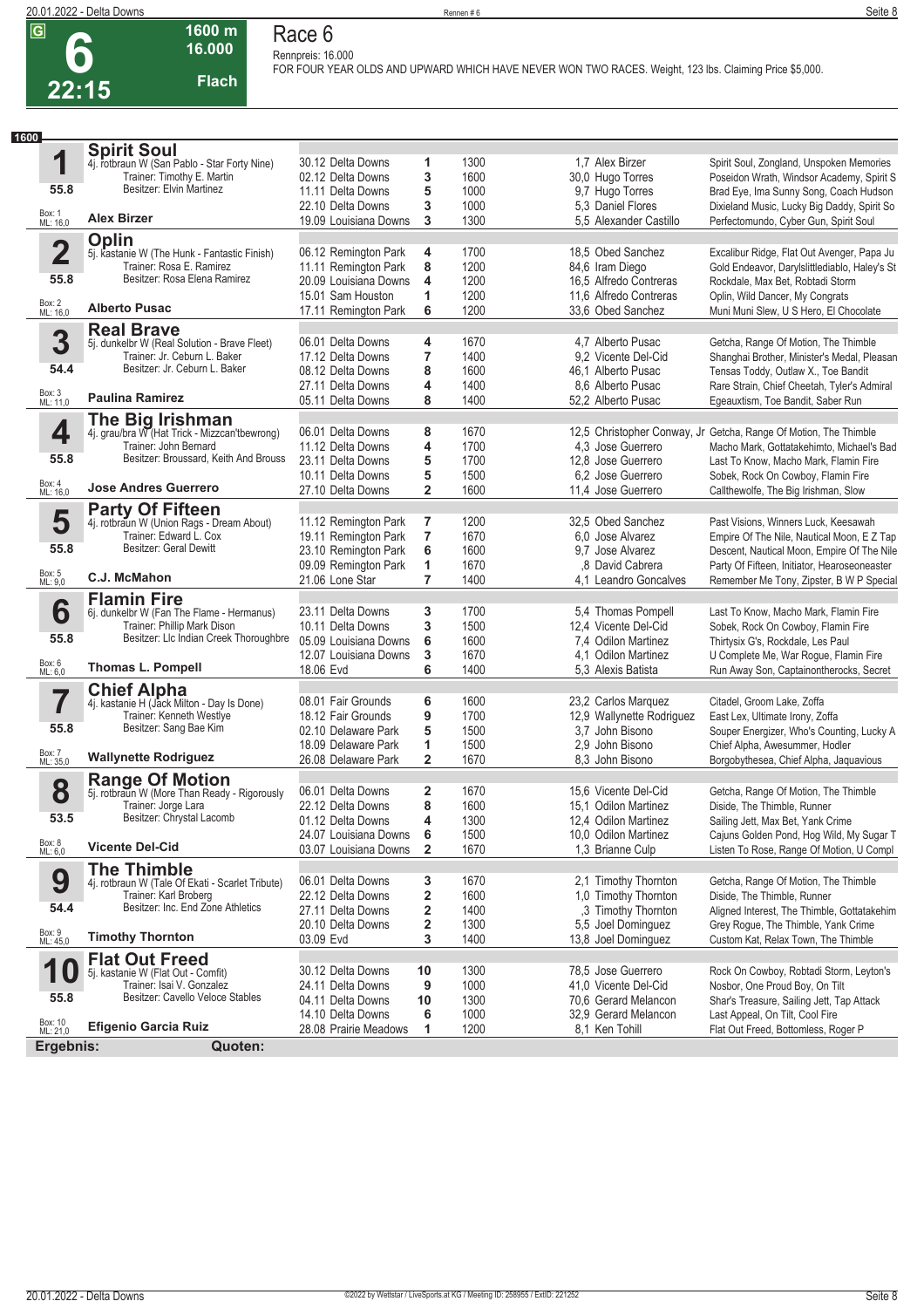# Race 6

**6** — 22:15 — 1600 m — 16.000 — Flach

Rennpreis: 16.000

FOR FOUR YEAR OLDS AND UPWARD WHICH HAVE NEVER WON TWO RACES. Weight, 123 lbs. Claiming Price $5,000.

**1600**

## 1 Spirit Soul
4j. rotbraun W (San Pablo - Star Forty Nine)
Trainer: Timothy E. Martin
Besitzer: Elvin Martinez
55.8
Box: 1 ML: 16,0
**Alex Birzer**

| Datum | Bahn | Pl. | Distanz | Quote / Jockey | Einlauf |
|---|---|---|---|---|---|
| 30.12 | Delta Downs | 1 | 1300 | 1,7 Alex Birzer | Spirit Soul, Zongland, Unspoken Memories |
| 02.12 | Delta Downs | 3 | 1600 | 30,0 Hugo Torres | Poseidon Wrath, Windsor Academy, Spirit S |
| 11.11 | Delta Downs | 5 | 1000 | 9,7 Hugo Torres | Brad Eye, Ima Sunny Song, Coach Hudson |
| 22.10 | Delta Downs | 3 | 1000 | 5,3 Daniel Flores | Dixieland Music, Lucky Big Daddy, Spirit So |
| 19.09 | Louisiana Downs | 3 | 1300 | 5,5 Alexander Castillo | Perfectomundo, Cyber Gun, Spirit Soul |

## 2 Oplin
5j. kastanie W (The Hunk - Fantastic Finish)
Trainer: Rosa E. Ramirez
Besitzer: Rosa Elena Ramirez
55.8
Box: 2 ML: 16,0
**Alberto Pusac**

| Datum | Bahn | Pl. | Distanz | Quote / Jockey | Einlauf |
|---|---|---|---|---|---|
| 06.12 | Remington Park | 4 | 1700 | 18,5 Obed Sanchez | Excalibur Ridge, Flat Out Avenger, Papa Ju |
| 11.11 | Remington Park | 8 | 1200 | 84,6 Iram Diego | Gold Endeavor, Darylslittlediablo, Haley's St |
| 20.09 | Louisiana Downs | 4 | 1200 | 16,5 Alfredo Contreras | Rockdale, Max Bet, Robtadi Storm |
| 15.01 | Sam Houston | 1 | 1200 | 11,6 Alfredo Contreras | Oplin, Wild Dancer, My Congrats |
| 17.11 | Remington Park | 6 | 1200 | 33,6 Obed Sanchez | Muni Muni Slew, U S Hero, El Chocolate |

## 3 Real Brave
5j. dunkelbr W (Real Solution - Brave Fleet)
Trainer: Jr. Ceburn L. Baker
Besitzer: Jr. Ceburn L. Baker
54.4
Box: 3 ML: 11,0
**Paulina Ramirez**

| Datum | Bahn | Pl. | Distanz | Quote / Jockey | Einlauf |
|---|---|---|---|---|---|
| 06.01 | Delta Downs | 4 | 1670 | 4,7 Alberto Pusac | Getcha, Range Of Motion, The Thimble |
| 17.12 | Delta Downs | 7 | 1400 | 9,2 Vicente Del-Cid | Shanghai Brother, Minister's Medal, Pleasan |
| 08.12 | Delta Downs | 8 | 1600 | 46,1 Alberto Pusac | Tensas Toddy, Outlaw X., Toe Bandit |
| 27.11 | Delta Downs | 4 | 1400 | 8,6 Alberto Pusac | Rare Strain, Chief Cheetah, Tyler's Admiral |
| 05.11 | Delta Downs | 8 | 1400 | 52,2 Alberto Pusac | Egeauxtism, Toe Bandit, Saber Run |

## 4 The Big Irishman
4j. grau/bra W (Hat Trick - Mizzcan'tbewrong)
Trainer: John Bernard
Besitzer: Broussard, Keith And Brouss
55.8
Box: 4 ML: 16,0
**Jose Andres Guerrero**

| Datum | Bahn | Pl. | Distanz | Quote / Jockey | Einlauf |
|---|---|---|---|---|---|
| 06.01 | Delta Downs | 8 | 1670 | 12,5 Christopher Conway, Jr | Getcha, Range Of Motion, The Thimble |
| 11.12 | Delta Downs | 4 | 1700 | 4,3 Jose Guerrero | Macho Mark, Gottatakehimto, Michael's Bad |
| 23.11 | Delta Downs | 5 | 1700 | 12,8 Jose Guerrero | Last To Know, Macho Mark, Flamin Fire |
| 10.11 | Delta Downs | 5 | 1500 | 6,2 Jose Guerrero | Sobek, Rock On Cowboy, Flamin Fire |
| 27.10 | Delta Downs | 2 | 1600 | 11,4 Jose Guerrero | Callthewolfe, The Big Irishman, Slow |

## 5 Party Of Fifteen
4j. rotbraun W (Union Rags - Dream About)
Trainer: Edward L. Cox
Besitzer: Geral Dewitt
55.8
Box: 5 ML: 9,0
**C.J. McMahon**

| Datum | Bahn | Pl. | Distanz | Quote / Jockey | Einlauf |
|---|---|---|---|---|---|
| 11.12 | Remington Park | 7 | 1200 | 32,5 Obed Sanchez | Past Visions, Winners Luck, Keesawah |
| 19.11 | Remington Park | 7 | 1670 | 6,0 Jose Alvarez | Empire Of The Nile, Nautical Moon, E Z Tap |
| 23.10 | Remington Park | 6 | 1600 | 9,7 Jose Alvarez | Descent, Nautical Moon, Empire Of The Nile |
| 09.09 | Remington Park | 1 | 1670 | ,8 David Cabrera | Party Of Fifteen, Initiator, Hearoseoneaster |
| 21.06 | Lone Star | 7 | 1400 | 4,1 Leandro Goncalves | Remember Me Tony, Zipster, B W P Special |

## 6 Flamin Fire
6j. dunkelbr W (Fan The Flame - Hermanus)
Trainer: Phillip Mark Dison
Besitzer: Llc Indian Creek Thoroughbre
55.8
Box: 6 ML: 6,0
**Thomas L. Pompell**

| Datum | Bahn | Pl. | Distanz | Quote / Jockey | Einlauf |
|---|---|---|---|---|---|
| 23.11 | Delta Downs | 3 | 1700 | 5,4 Thomas Pompell | Last To Know, Macho Mark, Flamin Fire |
| 10.11 | Delta Downs | 3 | 1500 | 12,4 Vicente Del-Cid | Sobek, Rock On Cowboy, Flamin Fire |
| 05.09 | Louisiana Downs | 6 | 1600 | 7,4 Odilon Martinez | Thirtysix G's, Rockdale, Les Paul |
| 12.07 | Louisiana Downs | 3 | 1670 | 4,1 Odilon Martinez | U Complete Me, War Rogue, Flamin Fire |
| 18.06 | Evd | 6 | 1400 | 5,3 Alexis Batista | Run Away Son, Captainontherocks, Secret |

## 7 Chief Alpha
4j. kastanie H (Jack Milton - Day Is Done)
Trainer: Kenneth Westlye
Besitzer: Sang Bae Kim
55.8
Box: 7 ML: 35,0
**Wallynette Rodriguez**

| Datum | Bahn | Pl. | Distanz | Quote / Jockey | Einlauf |
|---|---|---|---|---|---|
| 08.01 | Fair Grounds | 6 | 1600 | 23,2 Carlos Marquez | Citadel, Groom Lake, Zoffa |
| 18.12 | Fair Grounds | 9 | 1700 | 12,9 Wallynette Rodriguez | East Lex, Ultimate Irony, Zoffa |
| 02.10 | Delaware Park | 5 | 1500 | 3,7 John Bisono | Souper Energizer, Who's Counting, Lucky A |
| 18.09 | Delaware Park | 1 | 1500 | 2,9 John Bisono | Chief Alpha, Awesummer, Hodler |
| 26.08 | Delaware Park | 2 | 1670 | 8,3 John Bisono | Borgobythesea, Chief Alpha, Jaquavious |

## 8 Range Of Motion
5j. rotbraun W (More Than Ready - Rigorously)
Trainer: Jorge Lara
Besitzer: Chrystal Lacomb
53.5
Box: 8 ML: 6,0
**Vicente Del-Cid**

| Datum | Bahn | Pl. | Distanz | Quote / Jockey | Einlauf |
|---|---|---|---|---|---|
| 06.01 | Delta Downs | 2 | 1670 | 15,6 Vicente Del-Cid | Getcha, Range Of Motion, The Thimble |
| 22.12 | Delta Downs | 8 | 1600 | 15,1 Odilon Martinez | Diside, The Thimble, Runner |
| 01.12 | Delta Downs | 4 | 1300 | 12,4 Odilon Martinez | Sailing Jett, Max Bet, Yank Crime |
| 24.07 | Louisiana Downs | 6 | 1500 | 10,0 Odilon Martinez | Cajuns Golden Pond, Hog Wild, My Sugar T |
| 03.07 | Louisiana Downs | 2 | 1670 | 1,3 Brianne Culp | Listen To Rose, Range Of Motion, U Compl |

## 9 The Thimble
4j. rotbraun W (Tale Of Ekati - Scarlet Tribute)
Trainer: Karl Broberg
Besitzer: Inc. End Zone Athletics
54.4
Box: 9 ML: 45,0
**Timothy Thornton**

| Datum | Bahn | Pl. | Distanz | Quote / Jockey | Einlauf |
|---|---|---|---|---|---|
| 06.01 | Delta Downs | 3 | 1670 | 2,1 Timothy Thornton | Getcha, Range Of Motion, The Thimble |
| 22.12 | Delta Downs | 2 | 1600 | 1,0 Timothy Thornton | Diside, The Thimble, Runner |
| 27.11 | Delta Downs | 2 | 1400 | ,3 Timothy Thornton | Aligned Interest, The Thimble, Gottatakehim |
| 20.10 | Delta Downs | 2 | 1300 | 5,5 Joel Dominguez | Grey Rogue, The Thimble, Yank Crime |
| 03.09 | Evd | 3 | 1400 | 13,8 Joel Dominguez | Custom Kat, Relax Town, The Thimble |

## 10 Flat Out Freed
5j. kastanie W (Flat Out - Comfit)
Trainer: Isai V. Gonzalez
Besitzer: Cavello Veloce Stables
55.8
Box: 10 ML: 21,0
**Efigenio Garcia Ruiz**

| Datum | Bahn | Pl. | Distanz | Quote / Jockey | Einlauf |
|---|---|---|---|---|---|
| 30.12 | Delta Downs | 10 | 1300 | 78,5 Jose Guerrero | Rock On Cowboy, Robtadi Storm, Leyton's |
| 24.11 | Delta Downs | 9 | 1000 | 41,0 Vicente Del-Cid | Nosbor, One Proud Boy, On Tilt |
| 04.11 | Delta Downs | 10 | 1300 | 70,6 Gerard Melancon | Shar's Treasure, Sailing Jett, Tap Attack |
| 14.10 | Delta Downs | 6 | 1000 | 32,9 Gerard Melancon | Last Appeal, On Tilt, Cool Fire |
| 28.08 | Prairie Meadows | 1 | 1200 | 8,1 Ken Tohill | Flat Out Freed, Bottomless, Roger P |

**Ergebnis:** **Quoten:**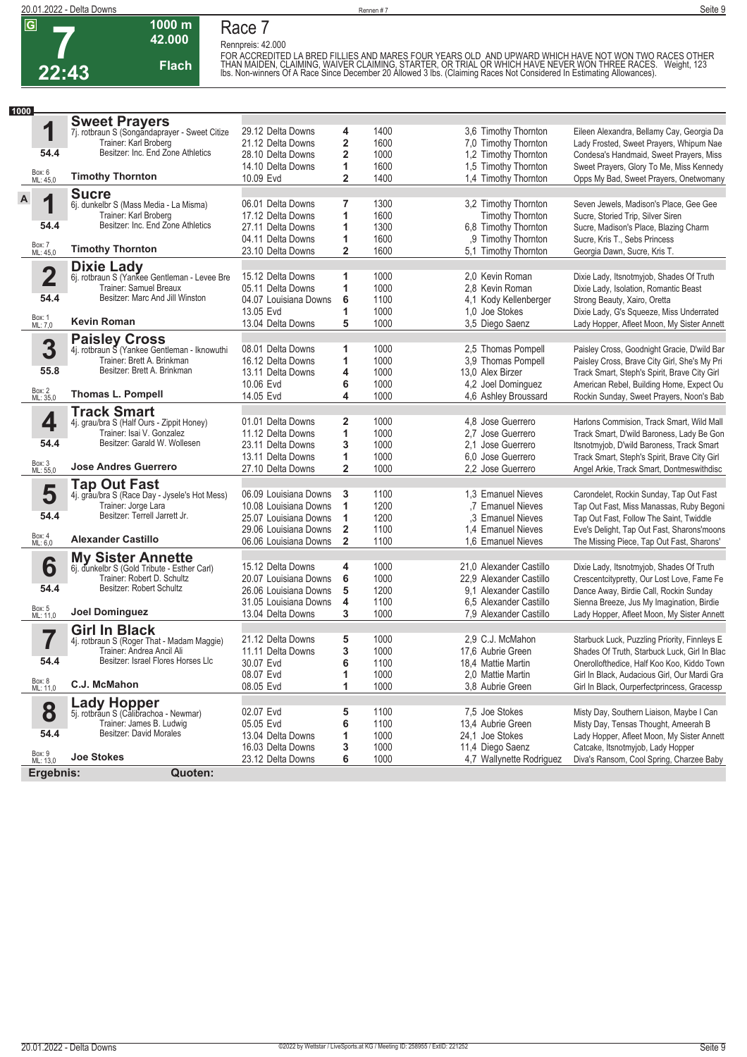# Race 7

**G** **7** 22:43 — 1000 m, 42.000, Flach

Rennpreis: 42.000

FOR ACCREDITED LA BRED FILLIES AND MARES FOUR YEARS OLD AND UPWARD WHICH HAVE NOT WON TWO RACES OTHER THAN MAIDEN, CLAIMING, WAIVER CLAIMING, STARTER, OR TRIAL OR WHICH HAVE NEVER WON THREE RACES. Weight, 123 lbs. Non-winners Of A Race Since December 20 Allowed 3 lbs. (Claiming Races Not Considered In Estimating Allowances).

**1000**

## 1 Sweet Prayers
7j. rotbraun S (Songandaprayer - Sweet Citize)
Trainer: Karl Broberg
Besitzer: Inc. End Zone Athletics
54.4 — Box: 6, ML: 45,0
**Timothy Thornton**

| Datum | Bahn | Pl. | Distanz | Quote | Jockey | Einlauf |
|---|---|---|---|---|---|---|
| 29.12 | Delta Downs | 4 | 1400 | 3,6 | Timothy Thornton | Eileen Alexandra, Bellamy Cay, Georgia Da |
| 21.12 | Delta Downs | 2 | 1600 | 7,0 | Timothy Thornton | Lady Frosted, Sweet Prayers, Whipum Nae |
| 28.10 | Delta Downs | 2 | 1000 | 1,2 | Timothy Thornton | Condesa's Handmaid, Sweet Prayers, Miss |
| 14.10 | Delta Downs | 1 | 1600 | 1,5 | Timothy Thornton | Sweet Prayers, Glory To Me, Miss Kennedy |
| 10.09 | Evd | 2 | 1400 | 1,4 | Timothy Thornton | Opps My Bad, Sweet Prayers, Onetwomany |

## A 1 Sucre
6j. dunkelbr S (Mass Media - La Misma)
Trainer: Karl Broberg
Besitzer: Inc. End Zone Athletics
54.4 — Box: 7, ML: 45,0
**Timothy Thornton**

| Datum | Bahn | Pl. | Distanz | Quote | Jockey | Einlauf |
|---|---|---|---|---|---|---|
| 06.01 | Delta Downs | 7 | 1300 | 3,2 | Timothy Thornton | Seven Jewels, Madison's Place, Gee Gee |
| 17.12 | Delta Downs | 1 | 1600 | | Timothy Thornton | Sucre, Storied Trip, Silver Siren |
| 27.11 | Delta Downs | 1 | 1300 | 6,8 | Timothy Thornton | Sucre, Madison's Place, Blazing Charm |
| 04.11 | Delta Downs | 1 | 1600 | ,9 | Timothy Thornton | Sucre, Kris T., Sebs Princess |
| 23.10 | Delta Downs | 2 | 1600 | 5,1 | Timothy Thornton | Georgia Dawn, Sucre, Kris T. |

## 2 Dixie Lady
6j. rotbraun S (Yankee Gentleman - Levee Bre)
Trainer: Samuel Breaux
Besitzer: Marc And Jill Winston
54.4 — Box: 1, ML: 7,0
**Kevin Roman**

| Datum | Bahn | Pl. | Distanz | Quote | Jockey | Einlauf |
|---|---|---|---|---|---|---|
| 15.12 | Delta Downs | 1 | 1000 | 2,0 | Kevin Roman | Dixie Lady, Itsnotmyjob, Shades Of Truth |
| 05.11 | Delta Downs | 1 | 1000 | 2,8 | Kevin Roman | Dixie Lady, Isolation, Romantic Beast |
| 04.07 | Louisiana Downs | 6 | 1100 | 4,1 | Kody Kellenberger | Strong Beauty, Xairo, Oretta |
| 13.05 | Evd | 1 | 1000 | 1,0 | Joe Stokes | Dixie Lady, G's Squeeze, Miss Underrated |
| 13.04 | Delta Downs | 5 | 1000 | 3,5 | Diego Saenz | Lady Hopper, Afleet Moon, My Sister Annett |

## 3 Paisley Cross
4j. rotbraun S (Yankee Gentleman - Iknowuthi)
Trainer: Brett A. Brinkman
Besitzer: Brett A. Brinkman
55.8 — Box: 2, ML: 35,0
**Thomas L. Pompell**

| Datum | Bahn | Pl. | Distanz | Quote | Jockey | Einlauf |
|---|---|---|---|---|---|---|
| 08.01 | Delta Downs | 1 | 1000 | 2,5 | Thomas Pompell | Paisley Cross, Goodnight Gracie, D'wild Bar |
| 16.12 | Delta Downs | 1 | 1000 | 3,9 | Thomas Pompell | Paisley Cross, Brave City Girl, She's My Pri |
| 13.11 | Delta Downs | 4 | 1000 | 13,0 | Alex Birzer | Track Smart, Steph's Spirit, Brave City Girl |
| 10.06 | Evd | 6 | 1000 | 4,2 | Joel Dominguez | American Rebel, Building Home, Expect Ou |
| 14.05 | Evd | 4 | 1000 | 4,6 | Ashley Broussard | Rockin Sunday, Sweet Prayers, Noon's Bab |

## 4 Track Smart
4j. grau/bra S (Half Ours - Zippit Honey)
Trainer: Isai V. Gonzalez
Besitzer: Garald W. Wollesen
54.4 — Box: 3, ML: 55,0
**Jose Andres Guerrero**

| Datum | Bahn | Pl. | Distanz | Quote | Jockey | Einlauf |
|---|---|---|---|---|---|---|
| 01.01 | Delta Downs | 2 | 1000 | 4,8 | Jose Guerrero | Harlons Commision, Track Smart, Wild Mall |
| 11.12 | Delta Downs | 1 | 1000 | 2,7 | Jose Guerrero | Track Smart, D'wild Baroness, Lady Be Gon |
| 23.11 | Delta Downs | 3 | 1000 | 2,1 | Jose Guerrero | Itsnotmyjob, D'wild Baroness, Track Smart |
| 13.11 | Delta Downs | 1 | 1000 | 6,0 | Jose Guerrero | Track Smart, Steph's Spirit, Brave City Girl |
| 27.10 | Delta Downs | 2 | 1000 | 2,2 | Jose Guerrero | Angel Arkie, Track Smart, Dontmeswithdisc |

## 5 Tap Out Fast
4j. grau/bra S (Race Day - Jysele's Hot Mess)
Trainer: Jorge Lara
Besitzer: Terrell Jarrett Jr.
54.4 — Box: 4, ML: 6,0
**Alexander Castillo**

| Datum | Bahn | Pl. | Distanz | Quote | Jockey | Einlauf |
|---|---|---|---|---|---|---|
| 06.09 | Louisiana Downs | 3 | 1100 | 1,3 | Emanuel Nieves | Carondelet, Rockin Sunday, Tap Out Fast |
| 10.08 | Louisiana Downs | 1 | 1200 | ,7 | Emanuel Nieves | Tap Out Fast, Miss Manassas, Ruby Begoni |
| 25.07 | Louisiana Downs | 1 | 1200 | ,3 | Emanuel Nieves | Tap Out Fast, Follow The Saint, Twiddle |
| 29.06 | Louisiana Downs | 2 | 1100 | 1,4 | Emanuel Nieves | Eve's Delight, Tap Out Fast, Sharons'moons |
| 06.06 | Louisiana Downs | 2 | 1100 | 1,6 | Emanuel Nieves | The Missing Piece, Tap Out Fast, Sharons' |

## 6 My Sister Annette
6j. dunkelbr S (Gold Tribute - Esther Carl)
Trainer: Robert D. Schultz
Besitzer: Robert Schultz
54.4 — Box: 5, ML: 11,0
**Joel Dominguez**

| Datum | Bahn | Pl. | Distanz | Quote | Jockey | Einlauf |
|---|---|---|---|---|---|---|
| 15.12 | Delta Downs | 4 | 1000 | 21,0 | Alexander Castillo | Dixie Lady, Itsnotmyjob, Shades Of Truth |
| 20.07 | Louisiana Downs | 6 | 1000 | 22,9 | Alexander Castillo | Crescentcitypretty, Our Lost Love, Fame Fe |
| 26.06 | Louisiana Downs | 5 | 1200 | 9,1 | Alexander Castillo | Dance Away, Birdie Call, Rockin Sunday |
| 31.05 | Louisiana Downs | 4 | 1100 | 6,5 | Alexander Castillo | Sienna Breeze, Jus My Imagination, Birdie |
| 13.04 | Delta Downs | 3 | 1000 | 7,9 | Alexander Castillo | Lady Hopper, Afleet Moon, My Sister Annett |

## 7 Girl In Black
4j. rotbraun S (Roger That - Madam Maggie)
Trainer: Andrea Ancil Ali
Besitzer: Israel Flores Horses Llc
54.4 — Box: 8, ML: 11,0
**C.J. McMahon**

| Datum | Bahn | Pl. | Distanz | Quote | Jockey | Einlauf |
|---|---|---|---|---|---|---|
| 21.12 | Delta Downs | 5 | 1000 | 2,9 | C.J. McMahon | Starbuck Luck, Puzzling Priority, Finnleys E |
| 11.11 | Delta Downs | 3 | 1000 | 17,6 | Aubrie Green | Shades Of Truth, Starbuck Luck, Girl In Blac |
| 30.07 | Evd | 6 | 1100 | 18,4 | Mattie Martin | Onerollofthedice, Half Koo Koo, Kiddo Town |
| 08.07 | Evd | 1 | 1000 | 2,0 | Mattie Martin | Girl In Black, Audacious Girl, Our Mardi Gra |
| 08.05 | Evd | 1 | 1000 | 3,8 | Aubrie Green | Girl In Black, Ourperfectprincess, Gracessp |

## 8 Lady Hopper
5j. rotbraun S (Calibrachoa - Newmar)
Trainer: James B. Ludwig
Besitzer: David Morales
54.4 — Box: 9, ML: 13,0
**Joe Stokes**

| Datum | Bahn | Pl. | Distanz | Quote | Jockey | Einlauf |
|---|---|---|---|---|---|---|
| 02.07 | Evd | 5 | 1100 | 7,5 | Joe Stokes | Misty Day, Southern Liaison, Maybe I Can |
| 05.05 | Evd | 6 | 1100 | 13,4 | Aubrie Green | Misty Day, Tensas Thought, Ameerah B |
| 13.04 | Delta Downs | 1 | 1000 | 24,1 | Joe Stokes | Lady Hopper, Afleet Moon, My Sister Annett |
| 16.03 | Delta Downs | 3 | 1000 | 11,4 | Diego Saenz | Catcake, Itsnotmyjob, Lady Hopper |
| 23.12 | Delta Downs | 6 | 1000 | 4,7 | Wallynette Rodriguez | Diva's Ransom, Cool Spring, Charzee Baby |

**Ergebnis:** **Quoten:**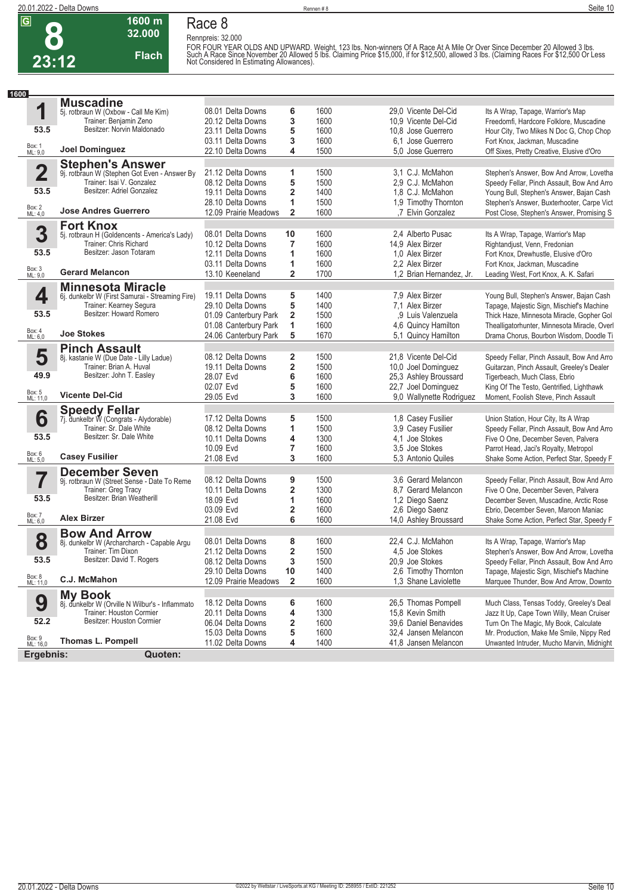# Race 8

**8** — 23:12 — 1600 m — 32.000 — Flach

Rennpreis: 32.000

FOR FOUR YEAR OLDS AND UPWARD. Weight, 123 lbs. Non-winners Of A Race At A Mile Or Over Since December 20 Allowed 3 lbs. Such A Race Since November 20 Allowed 5 lbs. Claiming Price $15,000, if for $12,500, allowed 3 lbs. (Claiming Races For $12,500 Or Less Not Considered In Estimating Allowances).

## 1600

| Nr. | Pferd | Datum / Bahn | Platz | Distanz | Quote / Jockey | Einlauf |
|---|---|---|---|---|---|---|
| **1** | **Muscadine** | 08.01 Delta Downs | 6 | 1600 | 29,0 Vicente Del-Cid | Its A Wrap, Tapage, Warrior's Map |
| | 5j. rotbraun W (Oxbow - Call Me Kim) | 20.12 Delta Downs | 3 | 1600 | 10,9 Vicente Del-Cid | Freedomfi, Hardcore Folklore, Muscadine |
| | Trainer: Benjamin Zeno / Besitzer: Norvin Maldonado / 53.5 | 23.11 Delta Downs | 5 | 1600 | 10,8 Jose Guerrero | Hour City, Two Mikes N Doc G, Chop Chop |
| | Box: 1 ML: 9,0 | 03.11 Delta Downs | 3 | 1600 | 6,1 Jose Guerrero | Fort Knox, Jackman, Muscadine |
| | **Joel Dominguez** | 22.10 Delta Downs | 4 | 1500 | 5,0 Jose Guerrero | Off Sixes, Pretty Creative, Elusive d'Oro |
| **2** | **Stephen's Answer** | 21.12 Delta Downs | 1 | 1500 | 3,1 C.J. McMahon | Stephen's Answer, Bow And Arrow, Lovetha |
| | 9j. rotbraun W (Stephen Got Even - Answer By | 08.12 Delta Downs | 5 | 1500 | 2,9 C.J. McMahon | Speedy Fellar, Pinch Assault, Bow And Arro |
| | Trainer: Isai V. Gonzalez / Besitzer: Adriel Gonzalez / 53.5 | 19.11 Delta Downs | 2 | 1400 | 1,8 C.J. McMahon | Young Bull, Stephen's Answer, Bajan Cash |
| | Box: 2 ML: 4,0 | 28.10 Delta Downs | 1 | 1500 | 1,9 Timothy Thornton | Stephen's Answer, Buxterhooter, Carpe Vict |
| | **Jose Andres Guerrero** | 12.09 Prairie Meadows | 2 | 1600 | ,7 Elvin Gonzalez | Post Close, Stephen's Answer, Promising S |
| **3** | **Fort Knox** | 08.01 Delta Downs | 10 | 1600 | 2,4 Alberto Pusac | Its A Wrap, Tapage, Warrior's Map |
| | 5j. rotbraun H (Goldencents - America's Lady) | 10.12 Delta Downs | 7 | 1600 | 14,9 Alex Birzer | Rightandjust, Venn, Fredonian |
| | Trainer: Chris Richard / Besitzer: Jason Totaram / 53.5 | 12.11 Delta Downs | 1 | 1600 | 1,0 Alex Birzer | Fort Knox, Drewhustle, Elusive d'Oro |
| | Box: 3 ML: 9,0 | 03.11 Delta Downs | 1 | 1600 | 2,2 Alex Birzer | Fort Knox, Jackman, Muscadine |
| | **Gerard Melancon** | 13.10 Keeneland | 2 | 1700 | 1,2 Brian Hernandez, Jr. | Leading West, Fort Knox, A. K. Safari |
| **4** | **Minnesota Miracle** | 19.11 Delta Downs | 5 | 1400 | 7,9 Alex Birzer | Young Bull, Stephen's Answer, Bajan Cash |
| | 6j. dunkelbr W (First Samurai - Streaming Fire) | 29.10 Delta Downs | 5 | 1400 | 7,1 Alex Birzer | Tapage, Majestic Sign, Mischief's Machine |
| | Trainer: Kearney Segura / Besitzer: Howard Romero / 53.5 | 01.09 Canterbury Park | 2 | 1500 | ,9 Luis Valenzuela | Thick Haze, Minnesota Miracle, Gopher Gol |
| | Box: 4 ML: 6,0 | 01.08 Canterbury Park | 1 | 1600 | 4,6 Quincy Hamilton | Thealligatorhunter, Minnesota Miracle, Overl |
| | **Joe Stokes** | 24.06 Canterbury Park | 5 | 1670 | 5,1 Quincy Hamilton | Drama Chorus, Bourbon Wisdom, Doodle Ti |
| **5** | **Pinch Assault** | 08.12 Delta Downs | 2 | 1500 | 21,8 Vicente Del-Cid | Speedy Fellar, Pinch Assault, Bow And Arro |
| | 8j. kastanie W (Due Date - Lilly Ladue) | 19.11 Delta Downs | 2 | 1500 | 10,0 Joel Dominguez | Guitarzan, Pinch Assault, Greeley's Dealer |
| | Trainer: Brian A. Huval / Besitzer: John T. Easley / 49.9 | 28.07 Evd | 6 | 1600 | 25,3 Ashley Broussard | Tigerbeach, Much Class, Ebrio |
| | Box: 5 ML: 11,0 | 02.07 Evd | 5 | 1600 | 22,7 Joel Dominguez | King Of The Testo, Gentrified, Lighthawk |
| | **Vicente Del-Cid** | 29.05 Evd | 3 | 1600 | 9,0 Wallynette Rodriguez | Moment, Foolish Steve, Pinch Assault |
| **6** | **Speedy Fellar** | 17.12 Delta Downs | 5 | 1500 | 1,8 Casey Fusilier | Union Station, Hour City, Its A Wrap |
| | 7j. dunkelbr W (Congrats - Alydorable) | 08.12 Delta Downs | 1 | 1500 | 3,9 Casey Fusilier | Speedy Fellar, Pinch Assault, Bow And Arro |
| | Trainer: Sr. Dale White / Besitzer: Sr. Dale White / 53.5 | 10.11 Delta Downs | 4 | 1300 | 4,1 Joe Stokes | Five O One, December Seven, Palvera |
| | Box: 6 ML: 5,0 | 10.09 Evd | 7 | 1600 | 3,5 Joe Stokes | Parrot Head, Jaci's Royalty, Metropol |
| | **Casey Fusilier** | 21.08 Evd | 3 | 1600 | 5,3 Antonio Quiles | Shake Some Action, Perfect Star, Speedy F |
| **7** | **December Seven** | 08.12 Delta Downs | 9 | 1500 | 3,6 Gerard Melancon | Speedy Fellar, Pinch Assault, Bow And Arro |
| | 9j. rotbraun W (Street Sense - Date To Reme | 10.11 Delta Downs | 2 | 1300 | 8,7 Gerard Melancon | Five O One, December Seven, Palvera |
| | Trainer: Greg Tracy / Besitzer: Brian Weatherill / 53.5 | 18.09 Evd | 1 | 1600 | 1,2 Diego Saenz | December Seven, Muscadine, Arctic Rose |
| | Box: 7 ML: 6,0 | 03.09 Evd | 2 | 1600 | 2,6 Diego Saenz | Ebrio, December Seven, Maroon Maniac |
| | **Alex Birzer** | 21.08 Evd | 6 | 1600 | 14,0 Ashley Broussard | Shake Some Action, Perfect Star, Speedy F |
| **8** | **Bow And Arrow** | 08.01 Delta Downs | 8 | 1600 | 22,4 C.J. McMahon | Its A Wrap, Tapage, Warrior's Map |
| | 8j. dunkelbr W (Archarcharch - Capable Argu | 21.12 Delta Downs | 2 | 1500 | 4,5 Joe Stokes | Stephen's Answer, Bow And Arrow, Lovetha |
| | Trainer: Tim Dixon / Besitzer: David T. Rogers / 53.5 | 08.12 Delta Downs | 3 | 1500 | 20,9 Joe Stokes | Speedy Fellar, Pinch Assault, Bow And Arro |
| | Box: 8 ML: 11,0 | 29.10 Delta Downs | 10 | 1400 | 2,6 Timothy Thornton | Tapage, Majestic Sign, Mischief's Machine |
| | **C.J. McMahon** | 12.09 Prairie Meadows | 2 | 1600 | 1,3 Shane Laviolette | Marquee Thunder, Bow And Arrow, Downto |
| **9** | **My Book** | 18.12 Delta Downs | 6 | 1600 | 26,5 Thomas Pompell | Much Class, Tensas Toddy, Greeley's Deal |
| | 8j. dunkelbr W (Orville N Wilbur's - Inflammato | 20.11 Delta Downs | 4 | 1300 | 15,8 Kevin Smith | Jazz It Up, Cape Town Willy, Mean Cruiser |
| | Trainer: Houston Cormier / Besitzer: Houston Cormier / 52.2 | 06.04 Delta Downs | 2 | 1600 | 39,6 Daniel Benavides | Turn On The Magic, My Book, Calculate |
| | Box: 9 ML: 16,0 | 15.03 Delta Downs | 5 | 1600 | 32,4 Jansen Melancon | Mr. Production, Make Me Smile, Nippy Red |
| | **Thomas L. Pompell** | 11.02 Delta Downs | 4 | 1400 | 41,8 Jansen Melancon | Unwanted Intruder, Mucho Marvin, Midnight |

**Ergebnis:** **Quoten:**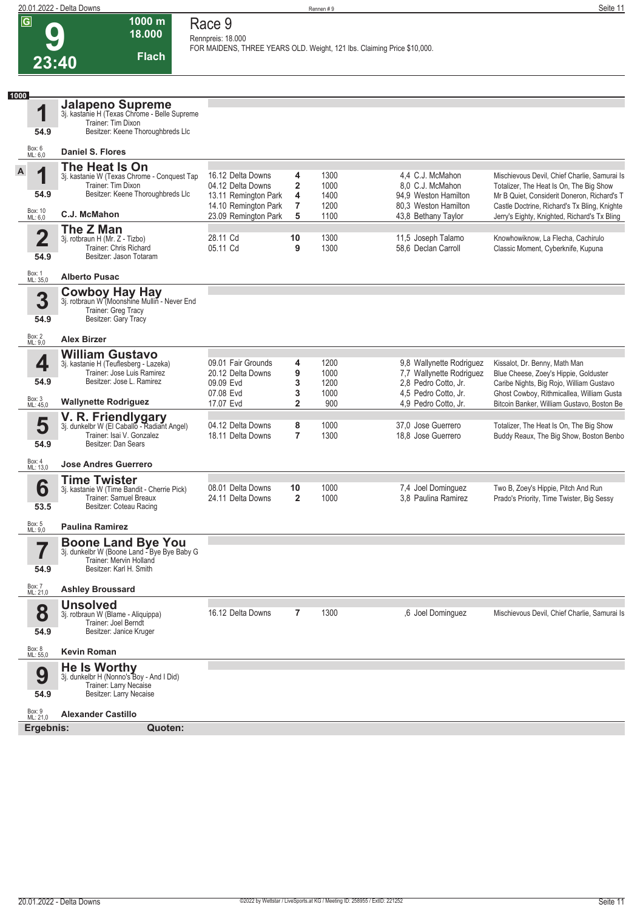# Race 9

**9** | **23:40** | 1000 m | 18.000 | Flach

Rennpreis: 18.000

FOR MAIDENS, THREE YEARS OLD. Weight, 121 lbs. Claiming Price $10,000.

**1000**

## 1 Jalapeno Supreme
3j. kastanie H (Texas Chrome - Belle Supreme)
Trainer: Tim Dixon
Besitzer: Keene Thoroughbreds Llc
54.9
Box: 6 ML: 6,0
**Daniel S. Flores**

## 1A The Heat Is On
3j. kastanie W (Texas Chrome - Conquest Tap)
Trainer: Tim Dixon
Besitzer: Keene Thoroughbreds Llc
54.9
Box: 10 ML: 6,0
**C.J. McMahon**

| | | | | | |
|---|---|---|---|---|---|
| 16.12 Delta Downs | 4 | 1300 | 4,4 | C.J. McMahon | Mischievous Devil, Chief Charlie, Samurai Is |
| 04.12 Delta Downs | 2 | 1000 | 8,0 | C.J. McMahon | Totalizer, The Heat Is On, The Big Show |
| 13.11 Remington Park | 4 | 1400 | 94,9 | Weston Hamilton | Mr B Quiet, Considerit Doneron, Richard's T |
| 14.10 Remington Park | 7 | 1200 | 80,3 | Weston Hamilton | Castle Doctrine, Richard's Tx Bling, Knighte |
| 23.09 Remington Park | 5 | 1100 | 43,8 | Bethany Taylor | Jerry's Eighty, Knighted, Richard's Tx Bling |

## 2 The Z Man
3j. rotbraun H (Mr. Z - Tizbo)
Trainer: Chris Richard
Besitzer: Jason Totaram
54.9
Box: 1 ML: 35,0
**Alberto Pusac**

| | | | | | |
|---|---|---|---|---|---|
| 28.11 Cd | 10 | 1300 | 11,5 | Joseph Talamo | Knowhowiknow, La Flecha, Cachirulo |
| 05.11 Cd | 9 | 1300 | 58,6 | Declan Carroll | Classic Moment, Cyberknife, Kupuna |

## 3 Cowboy Hay Hay
3j. rotbraun W (Moonshine Mullin - Never End
Trainer: Greg Tracy
Besitzer: Gary Tracy
54.9
Box: 2 ML: 9,0
**Alex Birzer**

## 4 William Gustavo
3j. kastanie H (Teuflesberg - Lazeka)
Trainer: Jose Luis Ramirez
Besitzer: Jose L. Ramirez
54.9
Box: 3 ML: 45,0
**Wallynette Rodriguez**

| | | | | | |
|---|---|---|---|---|---|
| 09.01 Fair Grounds | 4 | 1200 | 9,8 | Wallynette Rodriguez | Kissalot, Dr. Benny, Math Man |
| 20.12 Delta Downs | 9 | 1000 | 7,7 | Wallynette Rodriguez | Blue Cheese, Zoey's Hippie, Goldbuster |
| 09.09 Evd | 3 | 1200 | 2,8 | Pedro Cotto, Jr. | Caribe Nights, Big Rojo, William Gustavo |
| 07.08 Evd | 3 | 1000 | 4,5 | Pedro Cotto, Jr. | Ghost Cowboy, Rithmicallea, William Gusta |
| 17.07 Evd | 2 | 900 | 4,9 | Pedro Cotto, Jr. | Bitcoin Banker, William Gustavo, Boston Be |

## 5 V. R. Friendlygary
3j. dunkelbr W (El Caballo - Radiant Angel)
Trainer: Isai V. Gonzalez
Besitzer: Dan Sears
54.9
Box: 4 ML: 13,0
**Jose Andres Guerrero**

| | | | | | |
|---|---|---|---|---|---|
| 04.12 Delta Downs | 8 | 1000 | 37,0 | Jose Guerrero | Totalizer, The Heat Is On, The Big Show |
| 18.11 Delta Downs | 7 | 1300 | 18,8 | Jose Guerrero | Buddy Reaux, The Big Show, Boston Benbo |

## 6 Time Twister
3j. kastanie W (Time Bandit - Cherrie Pick)
Trainer: Samuel Breaux
Besitzer: Coteau Racing
53.5
Box: 5 ML: 9,0
**Paulina Ramirez**

| | | | | | |
|---|---|---|---|---|---|
| 08.01 Delta Downs | 10 | 1000 | 7,4 | Joel Dominguez | Two B, Zoey's Hippie, Pitch And Run |
| 24.11 Delta Downs | 2 | 1000 | 3,8 | Paulina Ramirez | Prado's Priority, Time Twister, Big Sessy |

## 7 Boone Land Bye You
3j. dunkelbr W (Boone Land - Bye Bye Baby G
Trainer: Mervin Holland
Besitzer: Karl H. Smith
54.9
Box: 7 ML: 21,0
**Ashley Broussard**

## 8 Unsolved
3j. rotbraun W (Blame - Aliquippa)
Trainer: Joel Berndt
Besitzer: Janice Kruger
54.9
Box: 8 ML: 55,0
**Kevin Roman**

| | | | | | |
|---|---|---|---|---|---|
| 16.12 Delta Downs | 7 | 1300 | ,6 | Joel Dominguez | Mischievous Devil, Chief Charlie, Samurai Is |

## 9 He Is Worthy
3j. dunkelbr H (Nonno's Boy - And I Did)
Trainer: Larry Necaise
Besitzer: Larry Necaise
54.9
Box: 9 ML: 21,0
**Alexander Castillo**

**Ergebnis:** **Quoten:**